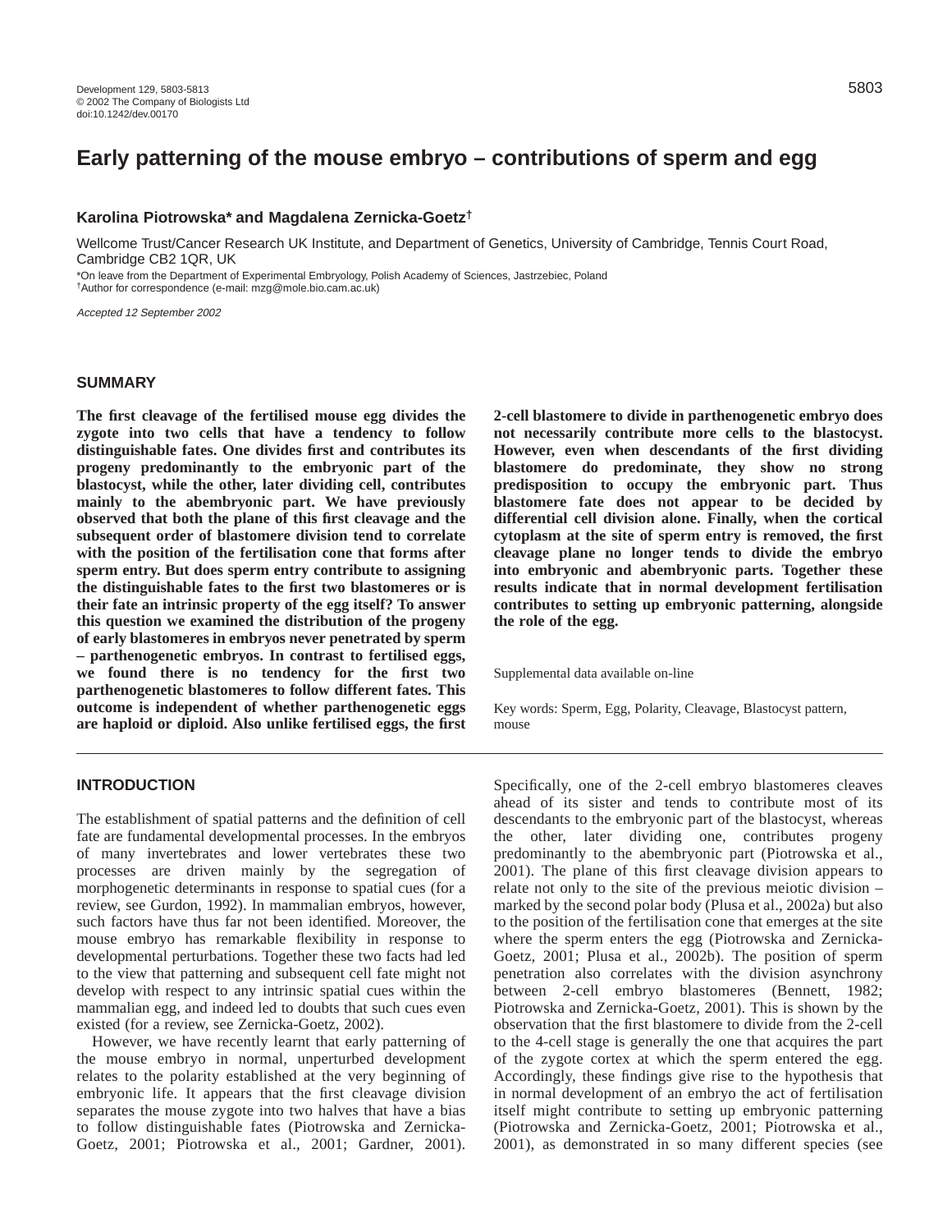# Early patterning of the mouse embryo – contributions of sperm and egg

**Karolina Piotrowska\* and Magdalena Zernicka-Goetz**[†]

Wellcome Trust/Cancer Research UK Institute, and Department of Genetics, University of Cambridge, Tennis Court Road, Cambridge CB2 1QR, UK

\*On leave from the Department of Experimental Embryology, Polish Academy of Sciences, Jastrzebiec, Poland
[†]Author for correspondence (e-mail: mzg@mole.bio.cam.ac.uk)

*Accepted 12 September 2002*

## SUMMARY

**The first cleavage of the fertilised mouse egg divides the zygote into two cells that have a tendency to follow distinguishable fates. One divides first and contributes its progeny predominantly to the embryonic part of the blastocyst, while the other, later dividing cell, contributes mainly to the abembryonic part. We have previously observed that both the plane of this first cleavage and the subsequent order of blastomere division tend to correlate with the position of the fertilisation cone that forms after sperm entry. But does sperm entry contribute to assigning the distinguishable fates to the first two blastomeres or is their fate an intrinsic property of the egg itself? To answer this question we examined the distribution of the progeny of early blastomeres in embryos never penetrated by sperm – parthenogenetic embryos. In contrast to fertilised eggs, we found there is no tendency for the first two parthenogenetic blastomeres to follow different fates. This outcome is independent of whether parthenogenetic eggs are haploid or diploid. Also unlike fertilised eggs, the first 2-cell blastomere to divide in parthenogenetic embryo does not necessarily contribute more cells to the blastocyst. However, even when descendants of the first dividing blastomere do predominate, they show no strong predisposition to occupy the embryonic part. Thus blastomere fate does not appear to be decided by differential cell division alone. Finally, when the cortical cytoplasm at the site of sperm entry is removed, the first cleavage plane no longer tends to divide the embryo into embryonic and abembryonic parts. Together these results indicate that in normal development fertilisation contributes to setting up embryonic patterning, alongside the role of the egg.**

Supplemental data available on-line

Key words: Sperm, Egg, Polarity, Cleavage, Blastocyst pattern, mouse

## INTRODUCTION

The establishment of spatial patterns and the definition of cell fate are fundamental developmental processes. In the embryos of many invertebrates and lower vertebrates these two processes are driven mainly by the segregation of morphogenetic determinants in response to spatial cues (for a review, see Gurdon, 1992). In mammalian embryos, however, such factors have thus far not been identified. Moreover, the mouse embryo has remarkable flexibility in response to developmental perturbations. Together these two facts had led to the view that patterning and subsequent cell fate might not develop with respect to any intrinsic spatial cues within the mammalian egg, and indeed led to doubts that such cues even existed (for a review, see Zernicka-Goetz, 2002).

However, we have recently learnt that early patterning of the mouse embryo in normal, unperturbed development relates to the polarity established at the very beginning of embryonic life. It appears that the first cleavage division separates the mouse zygote into two halves that have a bias to follow distinguishable fates (Piotrowska and Zernicka-Goetz, 2001; Piotrowska et al., 2001; Gardner, 2001). Specifically, one of the 2-cell embryo blastomeres cleaves ahead of its sister and tends to contribute most of its descendants to the embryonic part of the blastocyst, whereas the other, later dividing one, contributes progeny predominantly to the abembryonic part (Piotrowska et al., 2001). The plane of this first cleavage division appears to relate not only to the site of the previous meiotic division – marked by the second polar body (Plusa et al., 2002a) but also to the position of the fertilisation cone that emerges at the site where the sperm enters the egg (Piotrowska and Zernicka-Goetz, 2001; Plusa et al., 2002b). The position of sperm penetration also correlates with the division asynchrony between 2-cell embryo blastomeres (Bennett, 1982; Piotrowska and Zernicka-Goetz, 2001). This is shown by the observation that the first blastomere to divide from the 2-cell to the 4-cell stage is generally the one that acquires the part of the zygote cortex at which the sperm entered the egg. Accordingly, these findings give rise to the hypothesis that in normal development of an embryo the act of fertilisation itself might contribute to setting up embryonic patterning (Piotrowska and Zernicka-Goetz, 2001; Piotrowska et al., 2001), as demonstrated in so many different species (see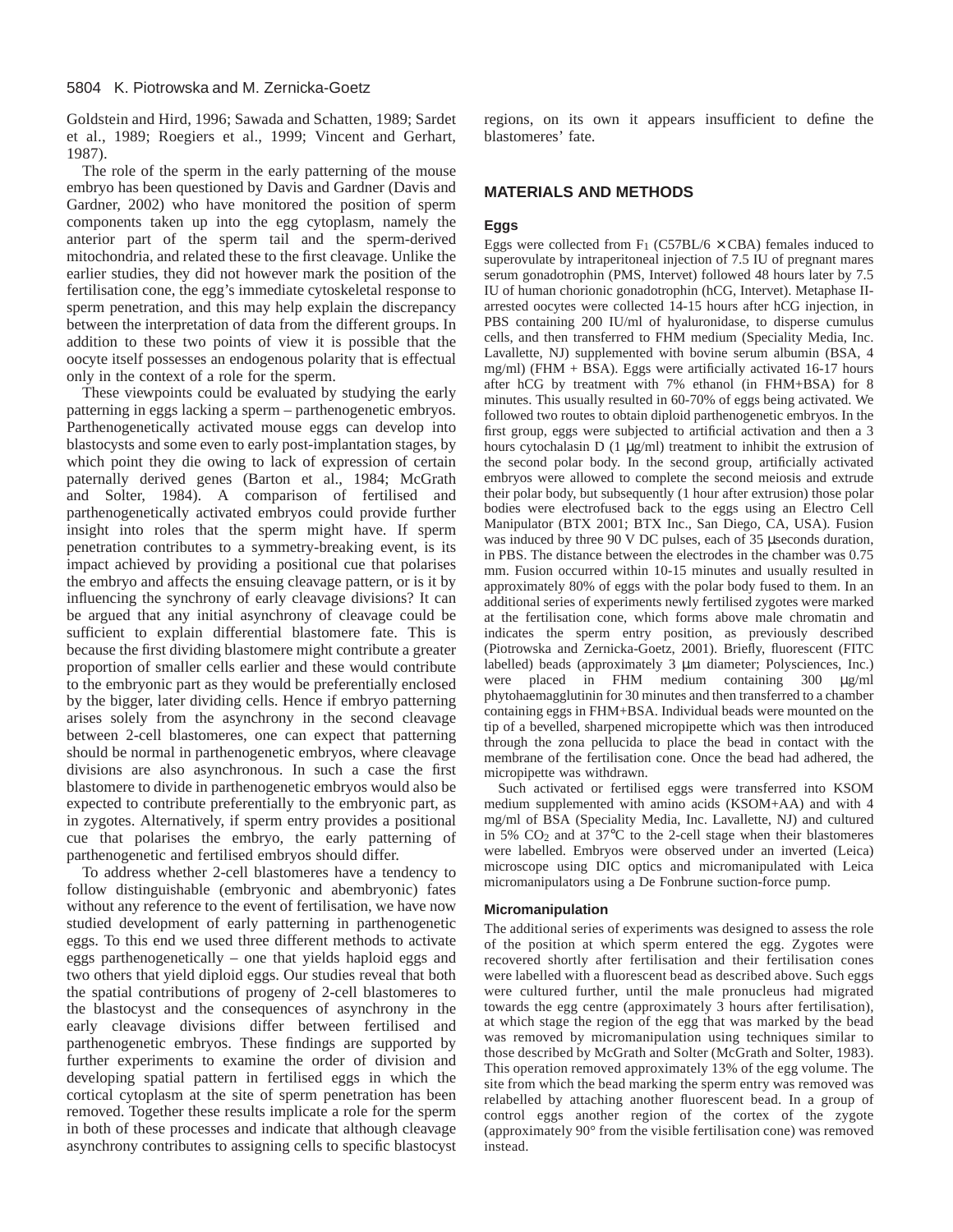Goldstein and Hird, 1996; Sawada and Schatten, 1989; Sardet et al., 1989; Roegiers et al., 1999; Vincent and Gerhart, 1987).

The role of the sperm in the early patterning of the mouse embryo has been questioned by Davis and Gardner (Davis and Gardner, 2002) who have monitored the position of sperm components taken up into the egg cytoplasm, namely the anterior part of the sperm tail and the sperm-derived mitochondria, and related these to the first cleavage. Unlike the earlier studies, they did not however mark the position of the fertilisation cone, the egg's immediate cytoskeletal response to sperm penetration, and this may help explain the discrepancy between the interpretation of data from the different groups. In addition to these two points of view it is possible that the oocyte itself possesses an endogenous polarity that is effectual only in the context of a role for the sperm.

These viewpoints could be evaluated by studying the early patterning in eggs lacking a sperm – parthenogenetic embryos. Parthenogenetically activated mouse eggs can develop into blastocysts and some even to early post-implantation stages, by which point they die owing to lack of expression of certain paternally derived genes (Barton et al., 1984; McGrath and Solter, 1984). A comparison of fertilised and parthenogenetically activated embryos could provide further insight into roles that the sperm might have. If sperm penetration contributes to a symmetry-breaking event, is its impact achieved by providing a positional cue that polarises the embryo and affects the ensuing cleavage pattern, or is it by influencing the synchrony of early cleavage divisions? It can be argued that any initial asynchrony of cleavage could be sufficient to explain differential blastomere fate. This is because the first dividing blastomere might contribute a greater proportion of smaller cells earlier and these would contribute to the embryonic part as they would be preferentially enclosed by the bigger, later dividing cells. Hence if embryo patterning arises solely from the asynchrony in the second cleavage between 2-cell blastomeres, one can expect that patterning should be normal in parthenogenetic embryos, where cleavage divisions are also asynchronous. In such a case the first blastomere to divide in parthenogenetic embryos would also be expected to contribute preferentially to the embryonic part, as in zygotes. Alternatively, if sperm entry provides a positional cue that polarises the embryo, the early patterning of parthenogenetic and fertilised embryos should differ.

To address whether 2-cell blastomeres have a tendency to follow distinguishable (embryonic and abembryonic) fates without any reference to the event of fertilisation, we have now studied development of early patterning in parthenogenetic eggs. To this end we used three different methods to activate eggs parthenogenetically – one that yields haploid eggs and two others that yield diploid eggs. Our studies reveal that both the spatial contributions of progeny of 2-cell blastomeres to the blastocyst and the consequences of asynchrony in the early cleavage divisions differ between fertilised and parthenogenetic embryos. These findings are supported by further experiments to examine the order of division and developing spatial pattern in fertilised eggs in which the cortical cytoplasm at the site of sperm penetration has been removed. Together these results implicate a role for the sperm in both of these processes and indicate that although cleavage asynchrony contributes to assigning cells to specific blastocyst regions, on its own it appears insufficient to define the blastomeres' fate.

## MATERIALS AND METHODS

### Eggs

Eggs were collected from $F_1$ (C57BL/6 × CBA) females induced to superovulate by intraperitoneal injection of 7.5 IU of pregnant mares serum gonadotrophin (PMS, Intervet) followed 48 hours later by 7.5 IU of human chorionic gonadotrophin (hCG, Intervet). Metaphase II-arrested oocytes were collected 14-15 hours after hCG injection, in PBS containing 200 IU/ml of hyaluronidase, to disperse cumulus cells, and then transferred to FHM medium (Speciality Media, Inc. Lavallette, NJ) supplemented with bovine serum albumin (BSA, 4 mg/ml) (FHM + BSA). Eggs were artificially activated 16-17 hours after hCG by treatment with 7% ethanol (in FHM+BSA) for 8 minutes. This usually resulted in 60-70% of eggs being activated. We followed two routes to obtain diploid parthenogenetic embryos. In the first group, eggs were subjected to artificial activation and then a 3 hours cytochalasin D (1 μg/ml) treatment to inhibit the extrusion of the second polar body. In the second group, artificially activated embryos were allowed to complete the second meiosis and extrude their polar body, but subsequently (1 hour after extrusion) those polar bodies were electrofused back to the eggs using an Electro Cell Manipulator (BTX 2001; BTX Inc., San Diego, CA, USA). Fusion was induced by three 90 V DC pulses, each of 35 μseconds duration, in PBS. The distance between the electrodes in the chamber was 0.75 mm. Fusion occurred within 10-15 minutes and usually resulted in approximately 80% of eggs with the polar body fused to them. In an additional series of experiments newly fertilised zygotes were marked at the fertilisation cone, which forms above male chromatin and indicates the sperm entry position, as previously described (Piotrowska and Zernicka-Goetz, 2001). Briefly, fluorescent (FITC labelled) beads (approximately 3 μm diameter; Polysciences, Inc.) were placed in FHM medium containing 300 μg/ml phytohaemagglutinin for 30 minutes and then transferred to a chamber containing eggs in FHM+BSA. Individual beads were mounted on the tip of a bevelled, sharpened micropipette which was then introduced through the zona pellucida to place the bead in contact with the membrane of the fertilisation cone. Once the bead had adhered, the micropipette was withdrawn.

Such activated or fertilised eggs were transferred into KSOM medium supplemented with amino acids (KSOM+AA) and with 4 mg/ml of BSA (Speciality Media, Inc. Lavallette, NJ) and cultured in 5% $CO_2$ and at 37°C to the 2-cell stage when their blastomeres were labelled. Embryos were observed under an inverted (Leica) microscope using DIC optics and micromanipulated with Leica micromanipulators using a De Fonbrune suction-force pump.

### Micromanipulation

The additional series of experiments was designed to assess the role of the position at which sperm entered the egg. Zygotes were recovered shortly after fertilisation and their fertilisation cones were labelled with a fluorescent bead as described above. Such eggs were cultured further, until the male pronucleus had migrated towards the egg centre (approximately 3 hours after fertilisation), at which stage the region of the egg that was marked by the bead was removed by micromanipulation using techniques similar to those described by McGrath and Solter (McGrath and Solter, 1983). This operation removed approximately 13% of the egg volume. The site from which the bead marking the sperm entry was removed was relabelled by attaching another fluorescent bead. In a group of control eggs another region of the cortex of the zygote (approximately 90° from the visible fertilisation cone) was removed instead.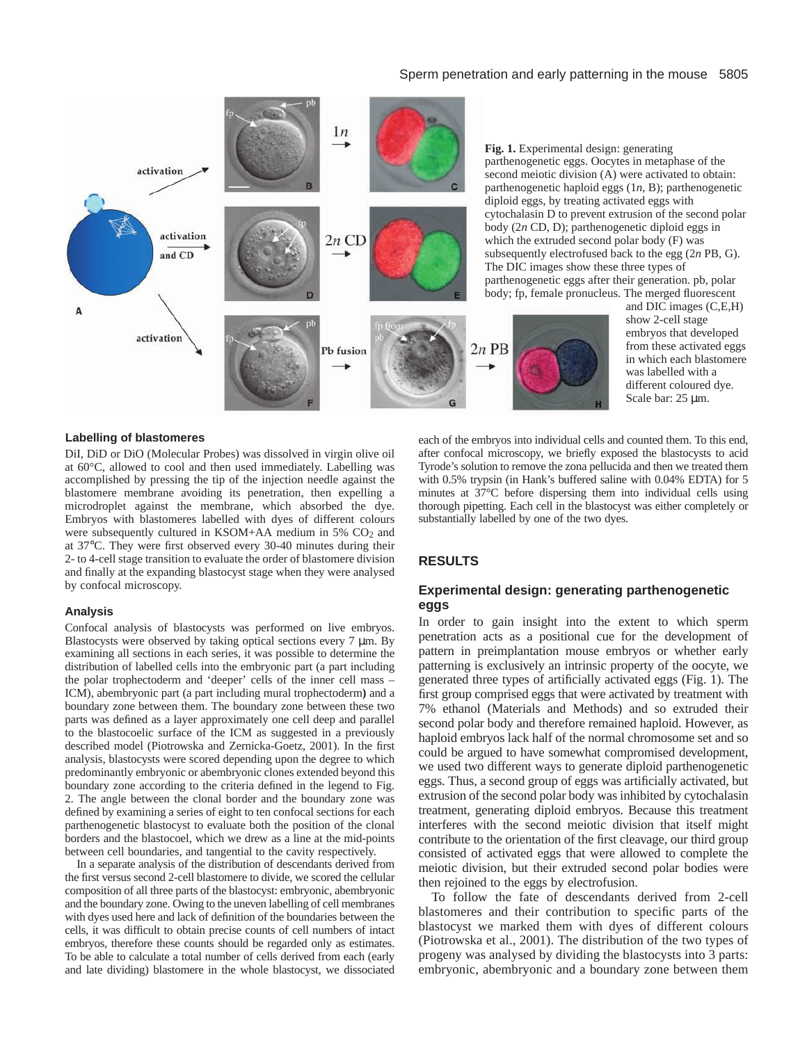**Fig. 1.** Experimental design: generating parthenogenetic eggs. Oocytes in metaphase of the second meiotic division (A) were activated to obtain: parthenogenetic haploid eggs (1*n*, B); parthenogenetic diploid eggs, by treating activated eggs with cytochalasin D to prevent extrusion of the second polar body (2*n* CD, D); parthenogenetic diploid eggs in which the extruded second polar body (F) was subsequently electrofused back to the egg (2*n* PB, G). The DIC images show these three types of parthenogenetic eggs after their generation. pb, polar body; fp, female pronucleus. The merged fluorescent and DIC images (C,E,H) show 2-cell stage embryos that developed from these activated eggs in which each blastomere was labelled with a different coloured dye. Scale bar: 25 μm.

### Labelling of blastomeres

DiI, DiD or DiO (Molecular Probes) was dissolved in virgin olive oil at 60°C, allowed to cool and then used immediately. Labelling was accomplished by pressing the tip of the injection needle against the blastomere membrane avoiding its penetration, then expelling a microdroplet against the membrane, which absorbed the dye. Embryos with blastomeres labelled with dyes of different colours were subsequently cultured in KSOM+AA medium in 5% $CO_2$ and at 37°C. They were first observed every 30-40 minutes during their 2- to 4-cell stage transition to evaluate the order of blastomere division and finally at the expanding blastocyst stage when they were analysed by confocal microscopy.

### Analysis

Confocal analysis of blastocysts was performed on live embryos. Blastocysts were observed by taking optical sections every 7 μm. By examining all sections in each series, it was possible to determine the distribution of labelled cells into the embryonic part (a part including the polar trophectoderm and 'deeper' cells of the inner cell mass – ICM), abembryonic part (a part including mural trophectoderm**)** and a boundary zone between them. The boundary zone between these two parts was defined as a layer approximately one cell deep and parallel to the blastocoelic surface of the ICM as suggested in a previously described model (Piotrowska and Zernicka-Goetz, 2001). In the first analysis, blastocysts were scored depending upon the degree to which predominantly embryonic or abembryonic clones extended beyond this boundary zone according to the criteria defined in the legend to Fig. 2. The angle between the clonal border and the boundary zone was defined by examining a series of eight to ten confocal sections for each parthenogenetic blastocyst to evaluate both the position of the clonal borders and the blastocoel, which we drew as a line at the mid-points between cell boundaries, and tangential to the cavity respectively.

In a separate analysis of the distribution of descendants derived from the first versus second 2-cell blastomere to divide, we scored the cellular composition of all three parts of the blastocyst: embryonic, abembryonic and the boundary zone. Owing to the uneven labelling of cell membranes with dyes used here and lack of definition of the boundaries between the cells, it was difficult to obtain precise counts of cell numbers of intact embryos, therefore these counts should be regarded only as estimates. To be able to calculate a total number of cells derived from each (early and late dividing) blastomere in the whole blastocyst, we dissociated each of the embryos into individual cells and counted them. To this end, after confocal microscopy, we briefly exposed the blastocysts to acid Tyrode's solution to remove the zona pellucida and then we treated them with 0.5% trypsin (in Hank's buffered saline with 0.04% EDTA) for 5 minutes at 37°C before dispersing them into individual cells using thorough pipetting. Each cell in the blastocyst was either completely or substantially labelled by one of the two dyes.

## RESULTS

### Experimental design: generating parthenogenetic eggs

In order to gain insight into the extent to which sperm penetration acts as a positional cue for the development of pattern in preimplantation mouse embryos or whether early patterning is exclusively an intrinsic property of the oocyte, we generated three types of artificially activated eggs (Fig. 1). The first group comprised eggs that were activated by treatment with 7% ethanol (Materials and Methods) and so extruded their second polar body and therefore remained haploid. However, as haploid embryos lack half of the normal chromosome set and so could be argued to have somewhat compromised development, we used two different ways to generate diploid parthenogenetic eggs. Thus, a second group of eggs was artificially activated, but extrusion of the second polar body was inhibited by cytochalasin treatment, generating diploid embryos. Because this treatment interferes with the second meiotic division that itself might contribute to the orientation of the first cleavage, our third group consisted of activated eggs that were allowed to complete the meiotic division, but their extruded second polar bodies were then rejoined to the eggs by electrofusion.

To follow the fate of descendants derived from 2-cell blastomeres and their contribution to specific parts of the blastocyst we marked them with dyes of different colours (Piotrowska et al., 2001). The distribution of the two types of progeny was analysed by dividing the blastocysts into 3 parts: embryonic, abembryonic and a boundary zone between them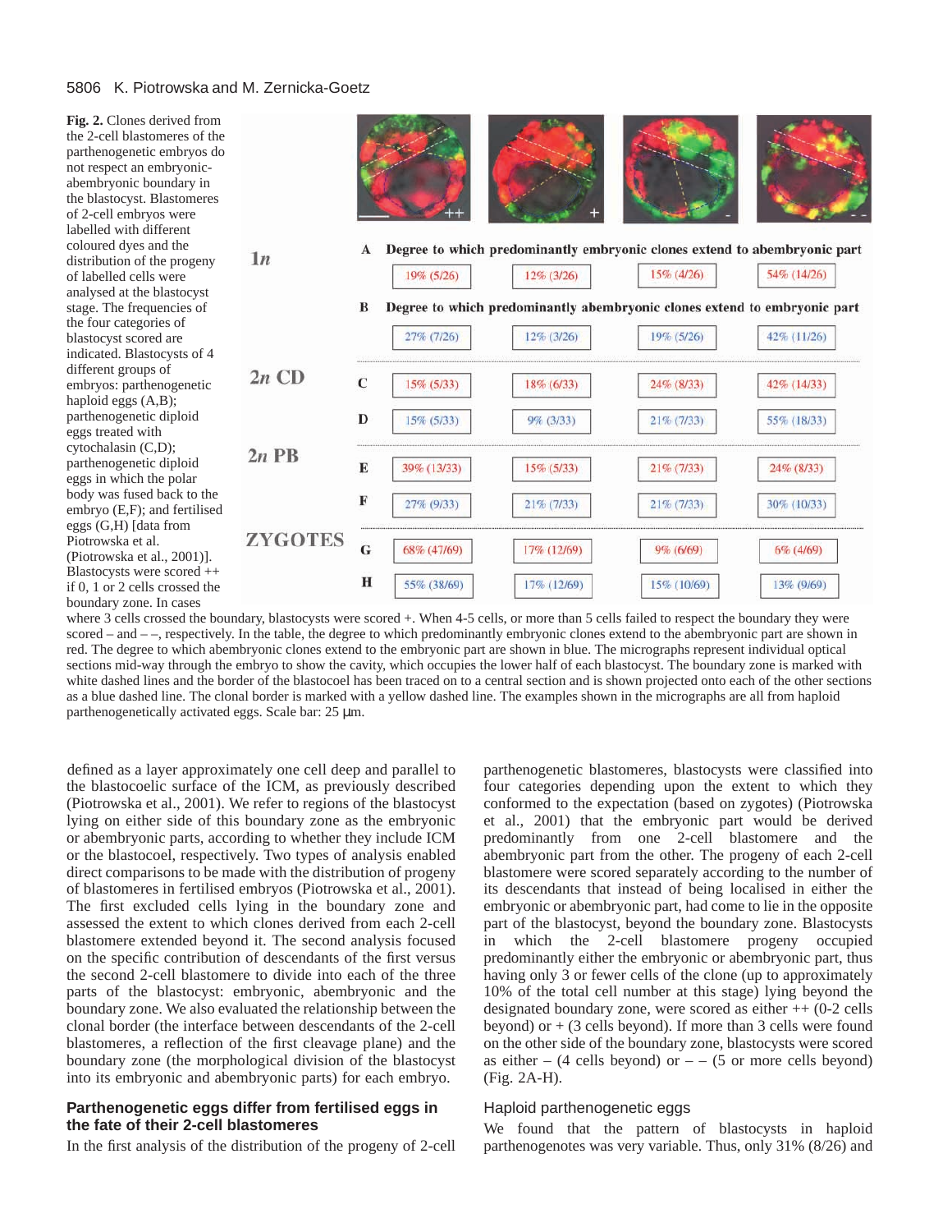**Fig. 2.** Clones derived from the 2-cell blastomeres of the parthenogenetic embryos do not respect an embryonic-abembryonic boundary in the blastocyst. Blastomeres of 2-cell embryos were labelled with different coloured dyes and the distribution of the progeny of labelled cells were analysed at the blastocyst stage. The frequencies of the four categories of blastocyst scored are indicated. Blastocysts of 4 different groups of embryos: parthenogenetic haploid eggs (A,B); parthenogenetic diploid eggs treated with cytochalasin (C,D); parthenogenetic diploid eggs in which the polar body was fused back to the embryo (E,F); and fertilised eggs (G,H) [data from Piotrowska et al. (Piotrowska et al., 2001)]. Blastocysts were scored ++ if 0, 1 or 2 cells crossed the boundary zone. In cases where 3 cells crossed the boundary, blastocysts were scored +. When 4-5 cells, or more than 5 cells failed to respect the boundary they were scored – and – –, respectively. In the table, the degree to which predominantly embryonic clones extend to the abembryonic part are shown in red. The degree to which abembryonic clones extend to the embryonic part are shown in blue. The micrographs represent individual optical sections mid-way through the embryo to show the cavity, which occupies the lower half of each blastocyst. The boundary zone is marked with white dashed lines and the border of the blastocoel has been traced on to a central section and is shown projected onto each of the other sections as a blue dashed line. The clonal border is marked with a yellow dashed line. The examples shown in the micrographs are all from haploid parthenogenetically activated eggs. Scale bar: 25 μm.

| | | ++ | + | – | – – |
|---|---|---|---|---|---|
| **1*n*** | **A** Degree to which predominantly embryonic clones extend to abembryonic part | 19% (5/26) | 12% (3/26) | 15% (4/26) | 54% (14/26) |
| | **B** Degree to which predominantly abembryonic clones extend to embryonic part | 27% (7/26) | 12% (3/26) | 19% (5/26) | 42% (11/26) |
| **2*n* CD** | **C** | 15% (5/33) | 18% (6/33) | 24% (8/33) | 42% (14/33) |
| | **D** | 15% (5/33) | 9% (3/33) | 21% (7/33) | 55% (18/33) |
| **2*n* PB** | **E** | 39% (13/33) | 15% (5/33) | 21% (7/33) | 24% (8/33) |
| | **F** | 27% (9/33) | 21% (7/33) | 21% (7/33) | 30% (10/33) |
| **ZYGOTES** | **G** | 68% (47/69) | 17% (12/69) | 9% (6/69) | 6% (4/69) |
| | **H** | 55% (38/69) | 17% (12/69) | 15% (10/69) | 13% (9/69) |

defined as a layer approximately one cell deep and parallel to the blastocoelic surface of the ICM, as previously described (Piotrowska et al., 2001). We refer to regions of the blastocyst lying on either side of this boundary zone as the embryonic or abembryonic parts, according to whether they include ICM or the blastocoel, respectively. Two types of analysis enabled direct comparisons to be made with the distribution of progeny of blastomeres in fertilised embryos (Piotrowska et al., 2001). The first excluded cells lying in the boundary zone and assessed the extent to which clones derived from each 2-cell blastomere extended beyond it. The second analysis focused on the specific contribution of descendants of the first versus the second 2-cell blastomere to divide into each of the three parts of the blastocyst: embryonic, abembryonic and the boundary zone. We also evaluated the relationship between the clonal border (the interface between descendants of the 2-cell blastomeres, a reflection of the first cleavage plane) and the boundary zone (the morphological division of the blastocyst into its embryonic and abembryonic parts) for each embryo.

## Parthenogenetic eggs differ from fertilised eggs in the fate of their 2-cell blastomeres

In the first analysis of the distribution of the progeny of 2-cell parthenogenetic blastomeres, blastocysts were classified into four categories depending upon the extent to which they conformed to the expectation (based on zygotes) (Piotrowska et al., 2001) that the embryonic part would be derived predominantly from one 2-cell blastomere and the abembryonic part from the other. The progeny of each 2-cell blastomere were scored separately according to the number of its descendants that instead of being localised in either the embryonic or abembryonic part, had come to lie in the opposite part of the blastocyst, beyond the boundary zone. Blastocysts in which the 2-cell blastomere progeny occupied predominantly either the embryonic or abembryonic part, thus having only 3 or fewer cells of the clone (up to approximately 10% of the total cell number at this stage) lying beyond the designated boundary zone, were scored as either ++ (0-2 cells beyond) or + (3 cells beyond). If more than 3 cells were found on the other side of the boundary zone, blastocysts were scored as either – (4 cells beyond) or – – (5 or more cells beyond) (Fig. 2A-H).

### Haploid parthenogenetic eggs

We found that the pattern of blastocysts in haploid parthenogenotes was very variable. Thus, only 31% (8/26) and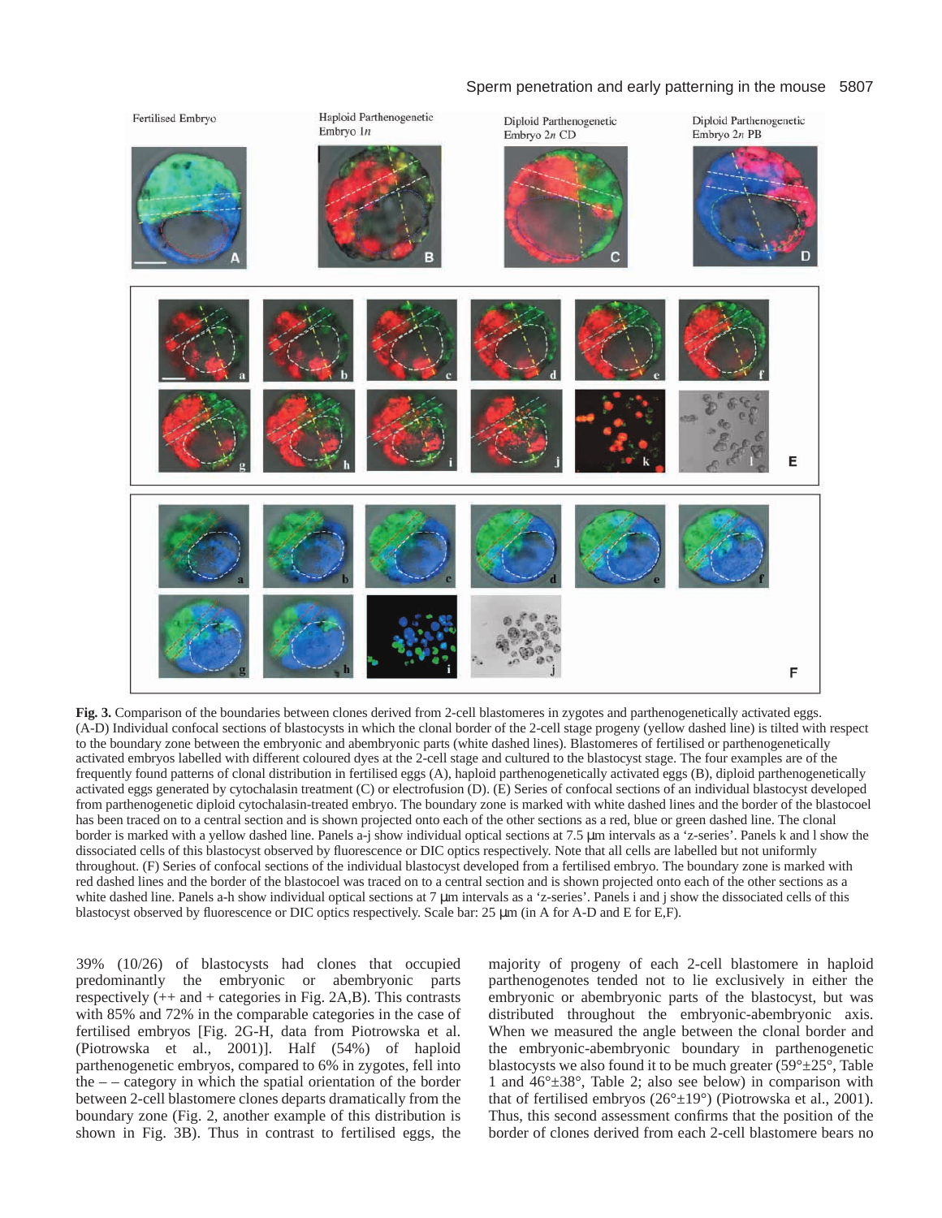**Fig. 3.** Comparison of the boundaries between clones derived from 2-cell blastomeres in zygotes and parthenogenetically activated eggs. (A-D) Individual confocal sections of blastocysts in which the clonal border of the 2-cell stage progeny (yellow dashed line) is tilted with respect to the boundary zone between the embryonic and abembryonic parts (white dashed lines). Blastomeres of fertilised or parthenogenetically activated embryos labelled with different coloured dyes at the 2-cell stage and cultured to the blastocyst stage. The four examples are of the frequently found patterns of clonal distribution in fertilised eggs (A), haploid parthenogenetically activated eggs (B), diploid parthenogenetically activated eggs generated by cytochalasin treatment (C) or electrofusion (D). (E) Series of confocal sections of an individual blastocyst developed from parthenogenetic diploid cytochalasin-treated embryo. The boundary zone is marked with white dashed lines and the border of the blastocoel has been traced on to a central section and is shown projected onto each of the other sections as a red, blue or green dashed line. The clonal border is marked with a yellow dashed line. Panels a-j show individual optical sections at 7.5 μm intervals as a 'z-series'. Panels k and l show the dissociated cells of this blastocyst observed by fluorescence or DIC optics respectively. Note that all cells are labelled but not uniformly throughout. (F) Series of confocal sections of the individual blastocyst developed from a fertilised embryo. The boundary zone is marked with red dashed lines and the border of the blastocoel was traced on to a central section and is shown projected onto each of the other sections as a white dashed line. Panels a-h show individual optical sections at 7 μm intervals as a 'z-series'. Panels i and j show the dissociated cells of this blastocyst observed by fluorescence or DIC optics respectively. Scale bar: 25 μm (in A for A-D and E for E,F).

39% (10/26) of blastocysts had clones that occupied predominantly the embryonic or abembryonic parts respectively (++ and + categories in Fig. 2A,B). This contrasts with 85% and 72% in the comparable categories in the case of fertilised embryos [Fig. 2G-H, data from Piotrowska et al. (Piotrowska et al., 2001)]. Half (54%) of haploid parthenogenetic embryos, compared to 6% in zygotes, fell into the – – category in which the spatial orientation of the border between 2-cell blastomere clones departs dramatically from the boundary zone (Fig. 2, another example of this distribution is shown in Fig. 3B). Thus in contrast to fertilised eggs, the majority of progeny of each 2-cell blastomere in haploid parthenogenotes tended not to lie exclusively in either the embryonic or abembryonic parts of the blastocyst, but was distributed throughout the embryonic-abembryonic axis. When we measured the angle between the clonal border and the embryonic-abembryonic boundary in parthenogenetic blastocysts we also found it to be much greater (59°±25°, Table 1 and 46°±38°, Table 2; also see below) in comparison with that of fertilised embryos (26°±19°) (Piotrowska et al., 2001). Thus, this second assessment confirms that the position of the border of clones derived from each 2-cell blastomere bears no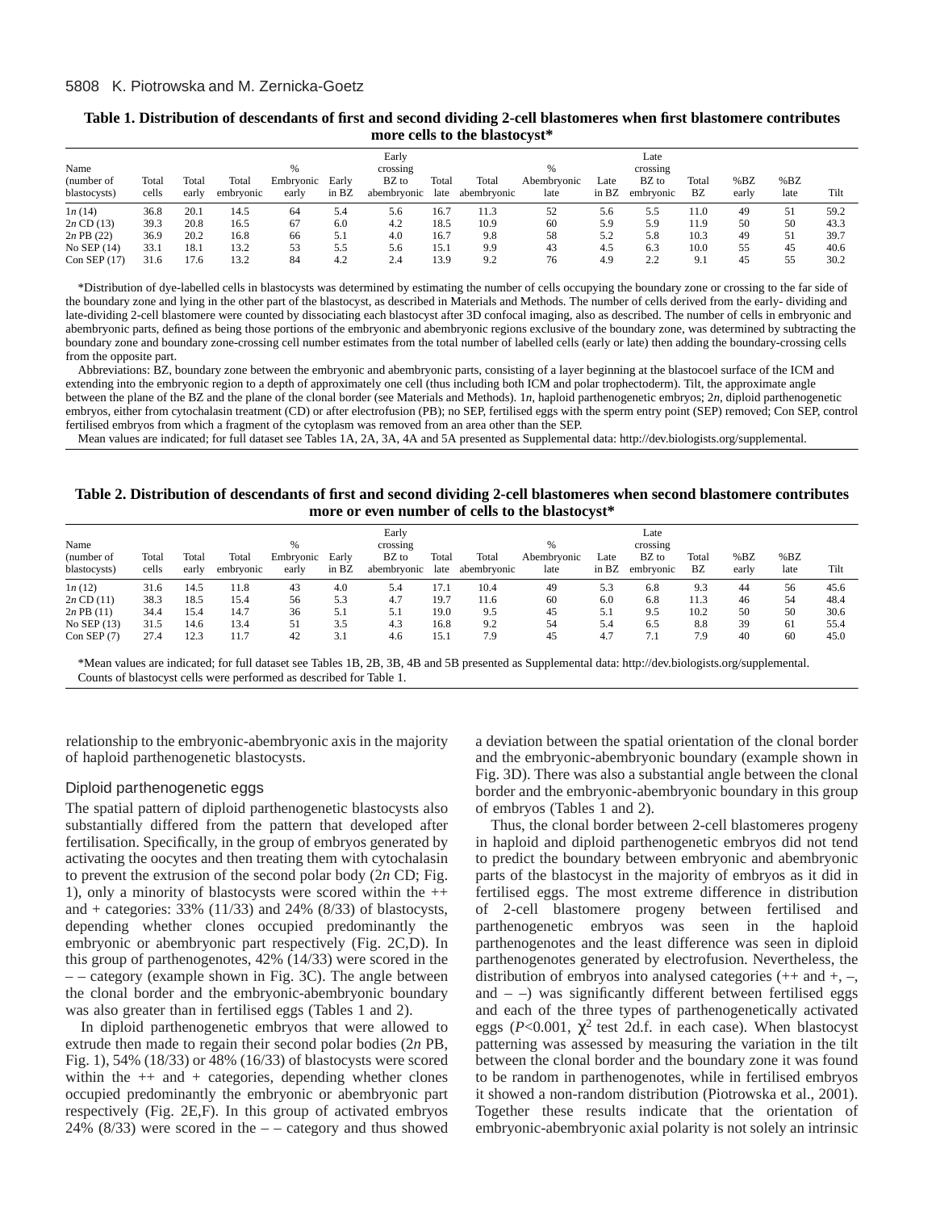**Table 1. Distribution of descendants of first and second dividing 2-cell blastomeres when first blastomere contributes more cells to the blastocyst***

| Name (number of blastocysts) | Total cells | Total early | Total embryonic | % Embryonic early | Early in BZ | Early crossing BZ to abembryonic | Total late | Total abembryonic | % Abembryonic late | Late in BZ | Late crossing BZ to embryonic | Total BZ | %BZ early | %BZ late | Tilt |
|---|---|---|---|---|---|---|---|---|---|---|---|---|---|---|---|
| 1*n* (14) | 36.8 | 20.1 | 14.5 | 64 | 5.4 | 5.6 | 16.7 | 11.3 | 52 | 5.6 | 5.5 | 11.0 | 49 | 51 | 59.2 |
| 2*n* CD (13) | 39.3 | 20.8 | 16.5 | 67 | 6.0 | 4.2 | 18.5 | 10.9 | 60 | 5.9 | 5.9 | 11.9 | 50 | 50 | 43.3 |
| 2*n* PB (22) | 36.9 | 20.2 | 16.8 | 66 | 5.1 | 4.0 | 16.7 | 9.8 | 58 | 5.2 | 5.8 | 10.3 | 49 | 51 | 39.7 |
| No SEP (14) | 33.1 | 18.1 | 13.2 | 53 | 5.5 | 5.6 | 15.1 | 9.9 | 43 | 4.5 | 6.3 | 10.0 | 55 | 45 | 40.6 |
| Con SEP (17) | 31.6 | 17.6 | 13.2 | 84 | 4.2 | 2.4 | 13.9 | 9.2 | 76 | 4.9 | 2.2 | 9.1 | 45 | 55 | 30.2 |

*Distribution of dye-labelled cells in blastocysts was determined by estimating the number of cells occupying the boundary zone or crossing to the far side of the boundary zone and lying in the other part of the blastocyst, as described in Materials and Methods. The number of cells derived from the early- dividing and late-dividing 2-cell blastomere were counted by dissociating each blastocyst after 3D confocal imaging, also as described. The number of cells in embryonic and abembryonic parts, defined as being those portions of the embryonic and abembryonic regions exclusive of the boundary zone, was determined by subtracting the boundary zone and boundary zone-crossing cell number estimates from the total number of labelled cells (early or late) then adding the boundary-crossing cells from the opposite part.

Abbreviations: BZ, boundary zone between the embryonic and abembryonic parts, consisting of a layer beginning at the blastocoel surface of the ICM and extending into the embryonic region to a depth of approximately one cell (thus including both ICM and polar trophectoderm). Tilt, the approximate angle between the plane of the BZ and the plane of the clonal border (see Materials and Methods). 1*n*, haploid parthenogenetic embryos; 2*n*, diploid parthenogenetic embryos, either from cytochalasin treatment (CD) or after electrofusion (PB); no SEP, fertilised eggs with the sperm entry point (SEP) removed; Con SEP, control fertilised embryos from which a fragment of the cytoplasm was removed from an area other than the SEP.

Mean values are indicated; for full dataset see Tables 1A, 2A, 3A, 4A and 5A presented as Supplemental data: http://dev.biologists.org/supplemental.

**Table 2. Distribution of descendants of first and second dividing 2-cell blastomeres when second blastomere contributes more or even number of cells to the blastocyst***

| Name (number of blastocysts) | Total cells | Total early | Total embryonic | % Embryonic early | Early in BZ | Early crossing BZ to abembryonic | Total late | Total abembryonic | % Abembryonic late | Late in BZ | Late crossing BZ to embryonic | Total BZ | %BZ early | %BZ late | Tilt |
|---|---|---|---|---|---|---|---|---|---|---|---|---|---|---|---|
| 1*n* (12) | 31.6 | 14.5 | 11.8 | 43 | 4.0 | 5.4 | 17.1 | 10.4 | 49 | 5.3 | 6.8 | 9.3 | 44 | 56 | 45.6 |
| 2*n* CD (11) | 38.3 | 18.5 | 15.4 | 56 | 5.3 | 4.7 | 19.7 | 11.6 | 60 | 6.0 | 6.8 | 11.3 | 46 | 54 | 48.4 |
| 2*n* PB (11) | 34.4 | 15.4 | 14.7 | 36 | 5.1 | 5.1 | 19.0 | 9.5 | 45 | 5.1 | 9.5 | 10.2 | 50 | 50 | 30.6 |
| No SEP (13) | 31.5 | 14.6 | 13.4 | 51 | 3.5 | 4.3 | 16.8 | 9.2 | 54 | 5.4 | 6.5 | 8.8 | 39 | 61 | 55.4 |
| Con SEP (7) | 27.4 | 12.3 | 11.7 | 42 | 3.1 | 4.6 | 15.1 | 7.9 | 45 | 4.7 | 7.1 | 7.9 | 40 | 60 | 45.0 |

*Mean values are indicated; for full dataset see Tables 1B, 2B, 3B, 4B and 5B presented as Supplemental data: http://dev.biologists.org/supplemental.
Counts of blastocyst cells were performed as described for Table 1.

relationship to the embryonic-abembryonic axis in the majority of haploid parthenogenetic blastocysts.

### Diploid parthenogenetic eggs

The spatial pattern of diploid parthenogenetic blastocysts also substantially differed from the pattern that developed after fertilisation. Specifically, in the group of embryos generated by activating the oocytes and then treating them with cytochalasin to prevent the extrusion of the second polar body (2*n* CD; Fig. 1), only a minority of blastocysts were scored within the ++ and + categories: 33% (11/33) and 24% (8/33) of blastocysts, depending whether clones occupied predominantly the embryonic or abembryonic part respectively (Fig. 2C,D). In this group of parthenogenotes, 42% (14/33) were scored in the – – category (example shown in Fig. 3C). The angle between the clonal border and the embryonic-abembryonic boundary was also greater than in fertilised eggs (Tables 1 and 2).

In diploid parthenogenetic embryos that were allowed to extrude then made to regain their second polar bodies (2*n* PB, Fig. 1), 54% (18/33) or 48% (16/33) of blastocysts were scored within the ++ and + categories, depending whether clones occupied predominantly the embryonic or abembryonic part respectively (Fig. 2E,F). In this group of activated embryos 24% (8/33) were scored in the – – category and thus showed a deviation between the spatial orientation of the clonal border and the embryonic-abembryonic boundary (example shown in Fig. 3D). There was also a substantial angle between the clonal border and the embryonic-abembryonic boundary in this group of embryos (Tables 1 and 2).

Thus, the clonal border between 2-cell blastomeres progeny in haploid and diploid parthenogenetic embryos did not tend to predict the boundary between embryonic and abembryonic parts of the blastocyst in the majority of embryos as it did in fertilised eggs. The most extreme difference in distribution of 2-cell blastomere progeny between fertilised and parthenogenetic embryos was seen in the haploid parthenogenotes and the least difference was seen in diploid parthenogenotes generated by electrofusion. Nevertheless, the distribution of embryos into analysed categories (++ and +, –, and – –) was significantly different between fertilised eggs and each of the three types of parthenogenetically activated eggs ($P<0.001$, $\chi^2$ test 2d.f. in each case). When blastocyst patterning was assessed by measuring the variation in the tilt between the clonal border and the boundary zone it was found to be random in parthenogenotes, while in fertilised embryos it showed a non-random distribution (Piotrowska et al., 2001). Together these results indicate that the orientation of embryonic-abembryonic axial polarity is not solely an intrinsic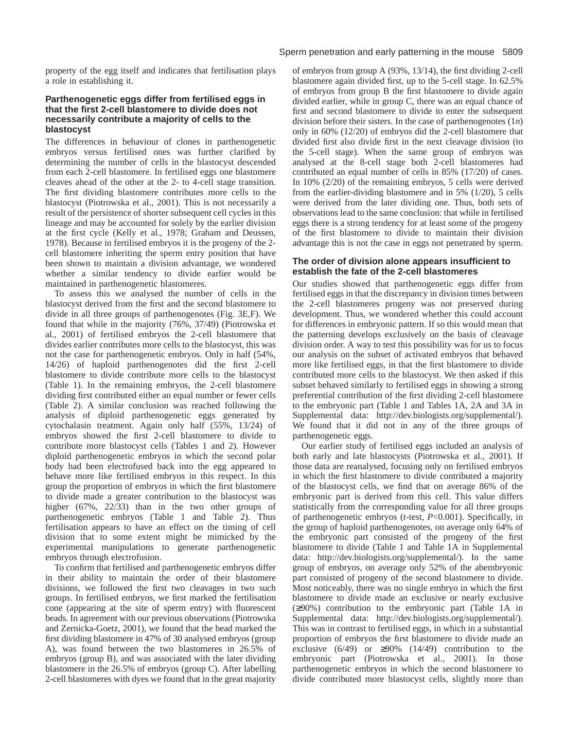property of the egg itself and indicates that fertilisation plays a role in establishing it.

### Parthenogenetic eggs differ from fertilised eggs in that the first 2-cell blastomere to divide does not necessarily contribute a majority of cells to the blastocyst

The differences in behaviour of clones in parthenogenetic embryos versus fertilised ones was further clarified by determining the number of cells in the blastocyst descended from each 2-cell blastomere. In fertilised eggs one blastomere cleaves ahead of the other at the 2- to 4-cell stage transition. The first dividing blastomere contributes more cells to the blastocyst (Piotrowska et al., 2001). This is not necessarily a result of the persistence of shorter subsequent cell cycles in this lineage and may be accounted for solely by the earlier division at the first cycle (Kelly et al., 1978; Graham and Deussen, 1978). Because in fertilised embryos it is the progeny of the 2-cell blastomere inheriting the sperm entry position that have been shown to maintain a division advantage, we wondered whether a similar tendency to divide earlier would be maintained in parthenogenetic blastomeres.

To assess this we analysed the number of cells in the blastocyst derived from the first and the second blastomere to divide in all three groups of parthenogenotes (Fig. 3E,F). We found that while in the majority (76%, 37/49) (Piotrowska et al., 2001) of fertilised embryos the 2-cell blastomere that divides earlier contributes more cells to the blastocyst, this was not the case for parthenogenetic embryos. Only in half (54%, 14/26) of haploid parthenogenotes did the first 2-cell blastomere to divide contribute more cells to the blastocyst (Table 1). In the remaining embryos, the 2-cell blastomere dividing first contributed either an equal number or fewer cells (Table 2). A similar conclusion was reached following the analysis of diploid parthenogenetic eggs generated by cytochalasin treatment. Again only half (55%, 13/24) of embryos showed the first 2-cell blastomere to divide to contribute more blastocyst cells (Tables 1 and 2). However diploid parthenogenetic embryos in which the second polar body had been electrofused back into the egg appeared to behave more like fertilised embryos in this respect. In this group the proportion of embryos in which the first blastomere to divide made a greater contribution to the blastocyst was higher (67%, 22/33) than in the two other groups of parthenogenetic embryos (Table 1 and Table 2). Thus fertilisation appears to have an effect on the timing of cell division that to some extent might be mimicked by the experimental manipulations to generate parthenogenetic embryos through electrofusion.

To confirm that fertilised and parthenogenetic embryos differ in their ability to maintain the order of their blastomere divisions, we followed the first two cleavages in two such groups. In fertilised embryos, we first marked the fertilisation cone (appearing at the site of sperm entry) with fluorescent beads. In agreement with our previous observations (Piotrowska and Zernicka-Goetz, 2001), we found that the bead marked the first dividing blastomere in 47% of 30 analysed embryos (group A), was found between the two blastomeres in 26.5% of embryos (group B), and was associated with the later dividing blastomere in the 26.5% of embryos (group C). After labelling 2-cell blastomeres with dyes we found that in the great majority of embryos from group A (93%, 13/14), the first dividing 2-cell blastomere again divided first, up to the 5-cell stage. In 62.5% of embryos from group B the first blastomere to divide again divided earlier, while in group C, there was an equal chance of first and second blastomere to divide to enter the subsequent division before their sisters. In the case of parthenogenotes (1*n*) only in 60% (12/20) of embryos did the 2-cell blastomere that divided first also divide first in the next cleavage division (to the 5-cell stage). When the same group of embryos was analysed at the 8-cell stage both 2-cell blastomeres had contributed an equal number of cells in 85% (17/20) of cases. In 10% (2/20) of the remaining embryos, 5 cells were derived from the earlier-dividing blastomere and in 5% (1/20), 5 cells were derived from the later dividing one. Thus, both sets of observations lead to the same conclusion: that while in fertilised eggs there is a strong tendency for at least some of the progeny of the first blastomere to divide to maintain their division advantage this is not the case in eggs not penetrated by sperm.

### The order of division alone appears insufficient to establish the fate of the 2-cell blastomeres

Our studies showed that parthenogenetic eggs differ from fertilised eggs in that the discrepancy in division times between the 2-cell blastomeres progeny was not preserved during development. Thus, we wondered whether this could account for differences in embryonic pattern. If so this would mean that the patterning develops exclusively on the basis of cleavage division order. A way to test this possibility was for us to focus our analysis on the subset of activated embryos that behaved more like fertilised eggs, in that the first blastomere to divide contributed more cells to the blastocyst. We then asked if this subset behaved similarly to fertilised eggs in showing a strong preferential contribution of the first dividing 2-cell blastomere to the embryonic part (Table 1 and Tables 1A, 2A and 3A in Supplemental data: http://dev.biologists.org/supplemental/). We found that it did not in any of the three groups of parthenogenetic eggs.

Our earlier study of fertilised eggs included an analysis of both early and late blastocysts (Piotrowska et al., 2001). If those data are reanalysed, focusing only on fertilised embryos in which the first blastomere to divide contributed a majority of the blastocyst cells, we find that on average 86% of the embryonic part is derived from this cell. This value differs statistically from the corresponding value for all three groups of parthenogenetic embryos (*t*-test, $P<0.001$). Specifically, in the group of haploid parthenogenotes, on average only 64% of the embryonic part consisted of the progeny of the first blastomere to divide (Table 1 and Table 1A in Supplemental data: http://dev.biologists.org/supplemental/). In the same group of embryos, on average only 52% of the abembryonic part consisted of progeny of the second blastomere to divide. Most noticeably, there was no single embryo in which the first blastomere to divide made an exclusive or nearly exclusive (≥90%) contribution to the embryonic part (Table 1A in Supplemental data: http://dev.biologists.org/supplemental/). This was in contrast to fertilised eggs, in which in a substantial proportion of embryos the first blastomere to divide made an exclusive (6/49) or ≥90% (14/49) contribution to the embryonic part (Piotrowska et al., 2001). In those parthenogenetic embryos in which the second blastomere to divide contributed more blastocyst cells, slightly more than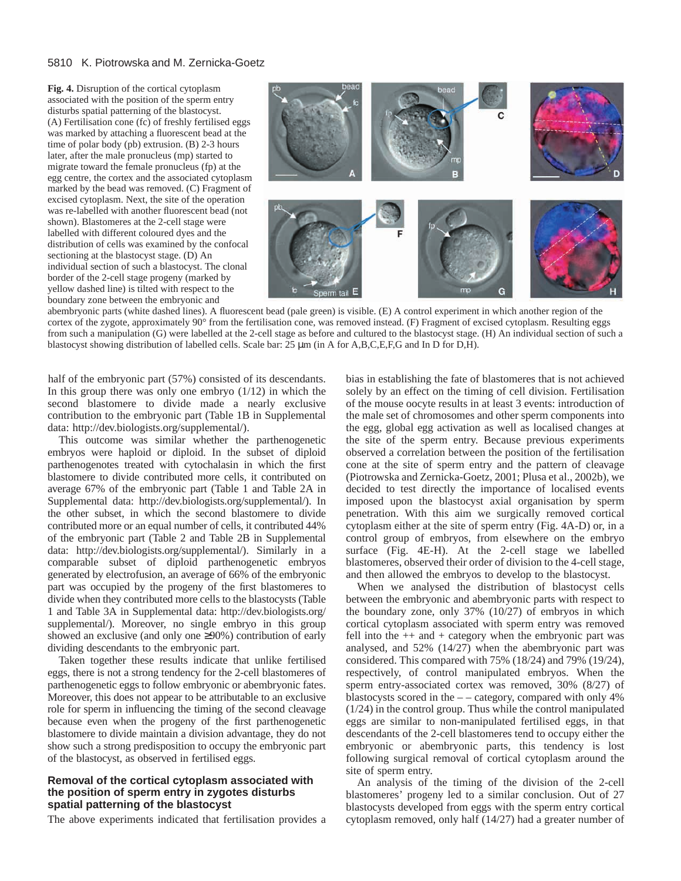**Fig. 4.** Disruption of the cortical cytoplasm associated with the position of the sperm entry disturbs spatial patterning of the blastocyst. (A) Fertilisation cone (fc) of freshly fertilised eggs was marked by attaching a fluorescent bead at the time of polar body (pb) extrusion. (B) 2-3 hours later, after the male pronucleus (mp) started to migrate toward the female pronucleus (fp) at the egg centre, the cortex and the associated cytoplasm marked by the bead was removed. (C) Fragment of excised cytoplasm. Next, the site of the operation was re-labelled with another fluorescent bead (not shown). Blastomeres at the 2-cell stage were labelled with different coloured dyes and the distribution of cells was examined by the confocal sectioning at the blastocyst stage. (D) An individual section of such a blastocyst. The clonal border of the 2-cell stage progeny (marked by yellow dashed line) is tilted with respect to the boundary zone between the embryonic and abembryonic parts (white dashed lines). A fluorescent bead (pale green) is visible. (E) A control experiment in which another region of the cortex of the zygote, approximately 90° from the fertilisation cone, was removed instead. (F) Fragment of excised cytoplasm. Resulting eggs from such a manipulation (G) were labelled at the 2-cell stage as before and cultured to the blastocyst stage. (H) An individual section of such a blastocyst showing distribution of labelled cells. Scale bar: 25 μm (in A for A,B,C,E,F,G and In D for D,H).

half of the embryonic part (57%) consisted of its descendants. In this group there was only one embryo (1/12) in which the second blastomere to divide made a nearly exclusive contribution to the embryonic part (Table 1B in Supplemental data: http://dev.biologists.org/supplemental/).

This outcome was similar whether the parthenogenetic embryos were haploid or diploid. In the subset of diploid parthenogenotes treated with cytochalasin in which the first blastomere to divide contributed more cells, it contributed on average 67% of the embryonic part (Table 1 and Table 2A in Supplemental data: http://dev.biologists.org/supplemental/). In the other subset, in which the second blastomere to divide contributed more or an equal number of cells, it contributed 44% of the embryonic part (Table 2 and Table 2B in Supplemental data: http://dev.biologists.org/supplemental/). Similarly in a comparable subset of diploid parthenogenetic embryos generated by electrofusion, an average of 66% of the embryonic part was occupied by the progeny of the first blastomeres to divide when they contributed more cells to the blastocysts (Table 1 and Table 3A in Supplemental data: http://dev.biologists.org/supplemental/). Moreover, no single embryo in this group showed an exclusive (and only one ≥90%) contribution of early dividing descendants to the embryonic part.

Taken together these results indicate that unlike fertilised eggs, there is not a strong tendency for the 2-cell blastomeres of parthenogenetic eggs to follow embryonic or abembryonic fates. Moreover, this does not appear to be attributable to an exclusive role for sperm in influencing the timing of the second cleavage because even when the progeny of the first parthenogenetic blastomere to divide maintain a division advantage, they do not show such a strong predisposition to occupy the embryonic part of the blastocyst, as observed in fertilised eggs.

### Removal of the cortical cytoplasm associated with the position of sperm entry in zygotes disturbs spatial patterning of the blastocyst

The above experiments indicated that fertilisation provides a bias in establishing the fate of blastomeres that is not achieved solely by an effect on the timing of cell division. Fertilisation of the mouse oocyte results in at least 3 events: introduction of the male set of chromosomes and other sperm components into the egg, global egg activation as well as localised changes at the site of the sperm entry. Because previous experiments observed a correlation between the position of the fertilisation cone at the site of sperm entry and the pattern of cleavage (Piotrowska and Zernicka-Goetz, 2001; Plusa et al., 2002b), we decided to test directly the importance of localised events imposed upon the blastocyst axial organisation by sperm penetration. With this aim we surgically removed cortical cytoplasm either at the site of sperm entry (Fig. 4A-D) or, in a control group of embryos, from elsewhere on the embryo surface (Fig. 4E-H). At the 2-cell stage we labelled blastomeres, observed their order of division to the 4-cell stage, and then allowed the embryos to develop to the blastocyst.

When we analysed the distribution of blastocyst cells between the embryonic and abembryonic parts with respect to the boundary zone, only 37% (10/27) of embryos in which cortical cytoplasm associated with sperm entry was removed fell into the ++ and + category when the embryonic part was analysed, and 52% (14/27) when the abembryonic part was considered. This compared with 75% (18/24) and 79% (19/24), respectively, of control manipulated embryos. When the sperm entry-associated cortex was removed, 30% (8/27) of blastocysts scored in the – – category, compared with only 4% (1/24) in the control group. Thus while the control manipulated eggs are similar to non-manipulated fertilised eggs, in that descendants of the 2-cell blastomeres tend to occupy either the embryonic or abembryonic parts, this tendency is lost following surgical removal of cortical cytoplasm around the site of sperm entry.

An analysis of the timing of the division of the 2-cell blastomeres' progeny led to a similar conclusion. Out of 27 blastocysts developed from eggs with the sperm entry cortical cytoplasm removed, only half (14/27) had a greater number of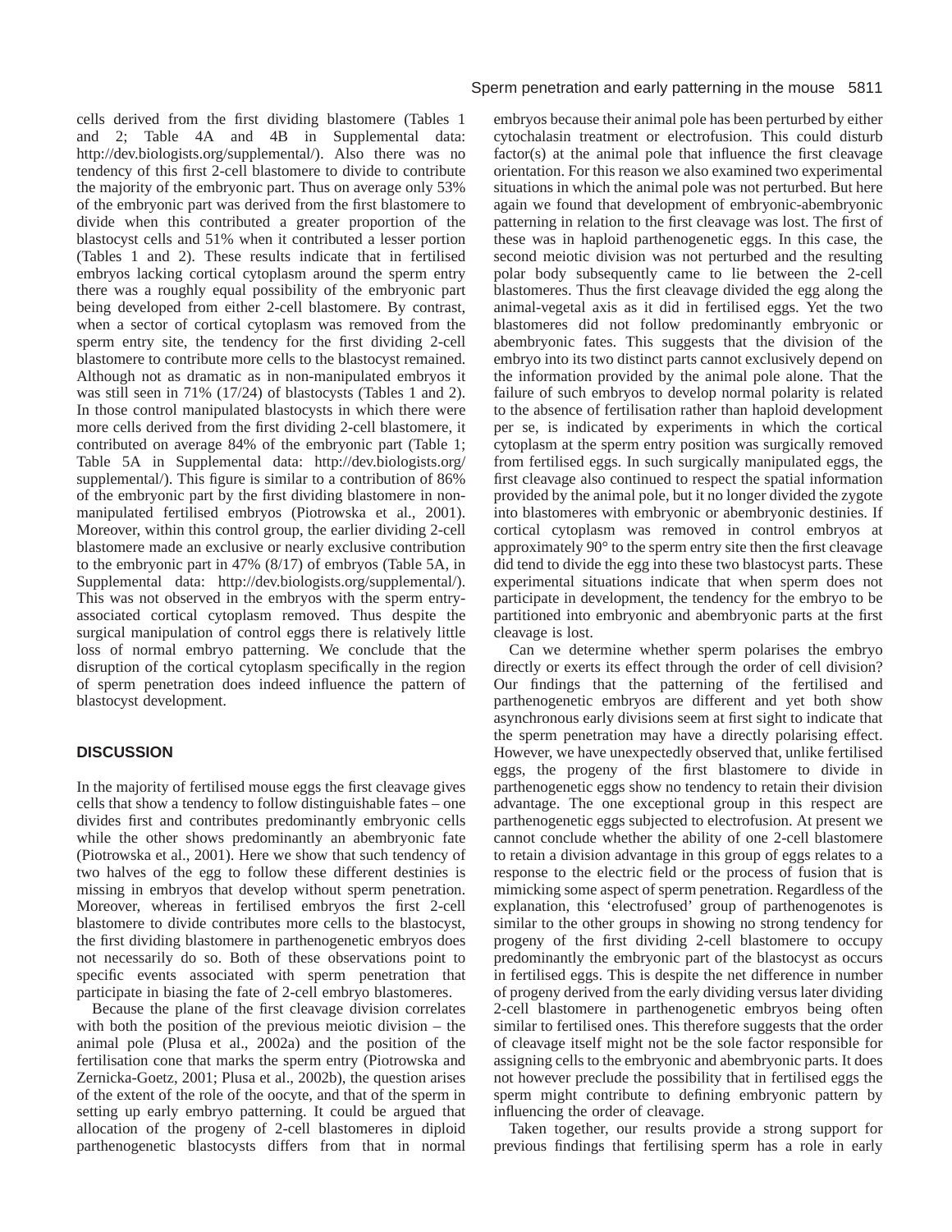cells derived from the first dividing blastomere (Tables 1 and 2; Table 4A and 4B in Supplemental data: http://dev.biologists.org/supplemental/). Also there was no tendency of this first 2-cell blastomere to divide to contribute the majority of the embryonic part. Thus on average only 53% of the embryonic part was derived from the first blastomere to divide when this contributed a greater proportion of the blastocyst cells and 51% when it contributed a lesser portion (Tables 1 and 2). These results indicate that in fertilised embryos lacking cortical cytoplasm around the sperm entry there was a roughly equal possibility of the embryonic part being developed from either 2-cell blastomere. By contrast, when a sector of cortical cytoplasm was removed from the sperm entry site, the tendency for the first dividing 2-cell blastomere to contribute more cells to the blastocyst remained. Although not as dramatic as in non-manipulated embryos it was still seen in 71% (17/24) of blastocysts (Tables 1 and 2). In those control manipulated blastocysts in which there were more cells derived from the first dividing 2-cell blastomere, it contributed on average 84% of the embryonic part (Table 1; Table 5A in Supplemental data: http://dev.biologists.org/supplemental/). This figure is similar to a contribution of 86% of the embryonic part by the first dividing blastomere in non-manipulated fertilised embryos (Piotrowska et al., 2001). Moreover, within this control group, the earlier dividing 2-cell blastomere made an exclusive or nearly exclusive contribution to the embryonic part in 47% (8/17) of embryos (Table 5A, in Supplemental data: http://dev.biologists.org/supplemental/). This was not observed in the embryos with the sperm entry-associated cortical cytoplasm removed. Thus despite the surgical manipulation of control eggs there is relatively little loss of normal embryo patterning. We conclude that the disruption of the cortical cytoplasm specifically in the region of sperm penetration does indeed influence the pattern of blastocyst development.

## DISCUSSION

In the majority of fertilised mouse eggs the first cleavage gives cells that show a tendency to follow distinguishable fates – one divides first and contributes predominantly embryonic cells while the other shows predominantly an abembryonic fate (Piotrowska et al., 2001). Here we show that such tendency of two halves of the egg to follow these different destinies is missing in embryos that develop without sperm penetration. Moreover, whereas in fertilised embryos the first 2-cell blastomere to divide contributes more cells to the blastocyst, the first dividing blastomere in parthenogenetic embryos does not necessarily do so. Both of these observations point to specific events associated with sperm penetration that participate in biasing the fate of 2-cell embryo blastomeres.

Because the plane of the first cleavage division correlates with both the position of the previous meiotic division – the animal pole (Plusa et al., 2002a) and the position of the fertilisation cone that marks the sperm entry (Piotrowska and Zernicka-Goetz, 2001; Plusa et al., 2002b), the question arises of the extent of the role of the oocyte, and that of the sperm in setting up early embryo patterning. It could be argued that allocation of the progeny of 2-cell blastomeres in diploid parthenogenetic blastocysts differs from that in normal embryos because their animal pole has been perturbed by either cytochalasin treatment or electrofusion. This could disturb factor(s) at the animal pole that influence the first cleavage orientation. For this reason we also examined two experimental situations in which the animal pole was not perturbed. But here again we found that development of embryonic-abembryonic patterning in relation to the first cleavage was lost. The first of these was in haploid parthenogenetic eggs. In this case, the second meiotic division was not perturbed and the resulting polar body subsequently came to lie between the 2-cell blastomeres. Thus the first cleavage divided the egg along the animal-vegetal axis as it did in fertilised eggs. Yet the two blastomeres did not follow predominantly embryonic or abembryonic fates. This suggests that the division of the embryo into its two distinct parts cannot exclusively depend on the information provided by the animal pole alone. That the failure of such embryos to develop normal polarity is related to the absence of fertilisation rather than haploid development per se, is indicated by experiments in which the cortical cytoplasm at the sperm entry position was surgically removed from fertilised eggs. In such surgically manipulated eggs, the first cleavage also continued to respect the spatial information provided by the animal pole, but it no longer divided the zygote into blastomeres with embryonic or abembryonic destinies. If cortical cytoplasm was removed in control embryos at approximately 90° to the sperm entry site then the first cleavage did tend to divide the egg into these two blastocyst parts. These experimental situations indicate that when sperm does not participate in development, the tendency for the embryo to be partitioned into embryonic and abembryonic parts at the first cleavage is lost.

Can we determine whether sperm polarises the embryo directly or exerts its effect through the order of cell division? Our findings that the patterning of the fertilised and parthenogenetic embryos are different and yet both show asynchronous early divisions seem at first sight to indicate that the sperm penetration may have a directly polarising effect. However, we have unexpectedly observed that, unlike fertilised eggs, the progeny of the first blastomere to divide in parthenogenetic eggs show no tendency to retain their division advantage. The one exceptional group in this respect are parthenogenetic eggs subjected to electrofusion. At present we cannot conclude whether the ability of one 2-cell blastomere to retain a division advantage in this group of eggs relates to a response to the electric field or the process of fusion that is mimicking some aspect of sperm penetration. Regardless of the explanation, this 'electrofused' group of parthenogenotes is similar to the other groups in showing no strong tendency for progeny of the first dividing 2-cell blastomere to occupy predominantly the embryonic part of the blastocyst as occurs in fertilised eggs. This is despite the net difference in number of progeny derived from the early dividing versus later dividing 2-cell blastomere in parthenogenetic embryos being often similar to fertilised ones. This therefore suggests that the order of cleavage itself might not be the sole factor responsible for assigning cells to the embryonic and abembryonic parts. It does not however preclude the possibility that in fertilised eggs the sperm might contribute to defining embryonic pattern by influencing the order of cleavage.

Taken together, our results provide a strong support for previous findings that fertilising sperm has a role in early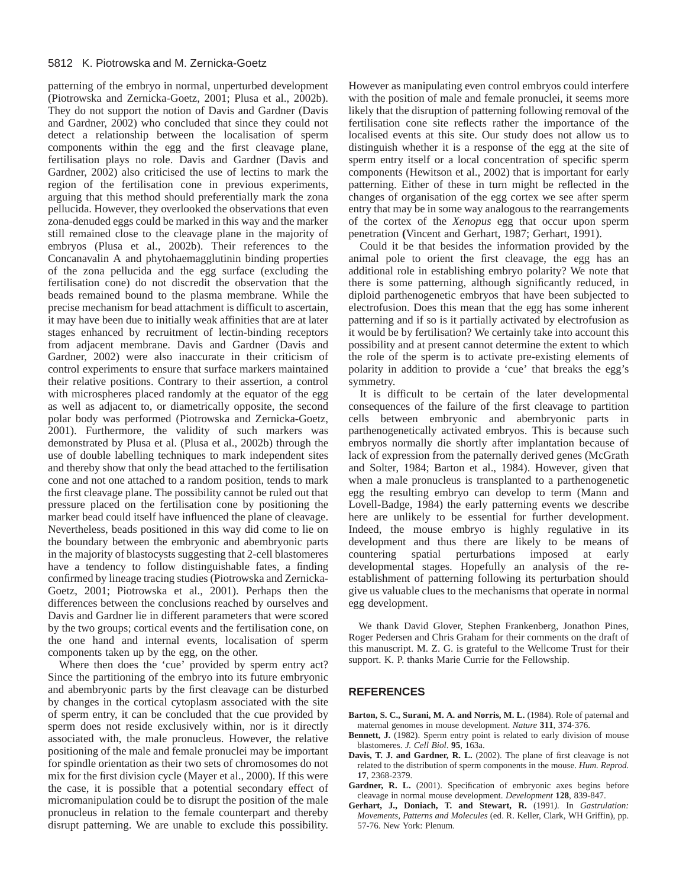patterning of the embryo in normal, unperturbed development (Piotrowska and Zernicka-Goetz, 2001; Plusa et al., 2002b). They do not support the notion of Davis and Gardner (Davis and Gardner, 2002) who concluded that since they could not detect a relationship between the localisation of sperm components within the egg and the first cleavage plane, fertilisation plays no role. Davis and Gardner (Davis and Gardner, 2002) also criticised the use of lectins to mark the region of the fertilisation cone in previous experiments, arguing that this method should preferentially mark the zona pellucida. However, they overlooked the observations that even zona-denuded eggs could be marked in this way and the marker still remained close to the cleavage plane in the majority of embryos (Plusa et al., 2002b). Their references to the Concanavalin A and phytohaemagglutinin binding properties of the zona pellucida and the egg surface (excluding the fertilisation cone) do not discredit the observation that the beads remained bound to the plasma membrane. While the precise mechanism for bead attachment is difficult to ascertain, it may have been due to initially weak affinities that are at later stages enhanced by recruitment of lectin-binding receptors from adjacent membrane. Davis and Gardner (Davis and Gardner, 2002) were also inaccurate in their criticism of control experiments to ensure that surface markers maintained their relative positions. Contrary to their assertion, a control with microspheres placed randomly at the equator of the egg as well as adjacent to, or diametrically opposite, the second polar body was performed (Piotrowska and Zernicka-Goetz, 2001). Furthermore, the validity of such markers was demonstrated by Plusa et al. (Plusa et al., 2002b) through the use of double labelling techniques to mark independent sites and thereby show that only the bead attached to the fertilisation cone and not one attached to a random position, tends to mark the first cleavage plane. The possibility cannot be ruled out that pressure placed on the fertilisation cone by positioning the marker bead could itself have influenced the plane of cleavage. Nevertheless, beads positioned in this way did come to lie on the boundary between the embryonic and abembryonic parts in the majority of blastocysts suggesting that 2-cell blastomeres have a tendency to follow distinguishable fates, a finding confirmed by lineage tracing studies (Piotrowska and Zernicka-Goetz, 2001; Piotrowska et al., 2001). Perhaps then the differences between the conclusions reached by ourselves and Davis and Gardner lie in different parameters that were scored by the two groups; cortical events and the fertilisation cone, on the one hand and internal events, localisation of sperm components taken up by the egg, on the other.

Where then does the 'cue' provided by sperm entry act? Since the partitioning of the embryo into its future embryonic and abembryonic parts by the first cleavage can be disturbed by changes in the cortical cytoplasm associated with the site of sperm entry, it can be concluded that the cue provided by sperm does not reside exclusively within, nor is it directly associated with, the male pronucleus. However, the relative positioning of the male and female pronuclei may be important for spindle orientation as their two sets of chromosomes do not mix for the first division cycle (Mayer et al., 2000). If this were the case, it is possible that a potential secondary effect of micromanipulation could be to disrupt the position of the male pronucleus in relation to the female counterpart and thereby disrupt patterning. We are unable to exclude this possibility. However as manipulating even control embryos could interfere with the position of male and female pronuclei, it seems more likely that the disruption of patterning following removal of the fertilisation cone site reflects rather the importance of the localised events at this site. Our study does not allow us to distinguish whether it is a response of the egg at the site of sperm entry itself or a local concentration of specific sperm components (Hewitson et al., 2002) that is important for early patterning. Either of these in turn might be reflected in the changes of organisation of the egg cortex we see after sperm entry that may be in some way analogous to the rearrangements of the cortex of the *Xenopus* egg that occur upon sperm penetration **(**Vincent and Gerhart, 1987; Gerhart, 1991).

Could it be that besides the information provided by the animal pole to orient the first cleavage, the egg has an additional role in establishing embryo polarity? We note that there is some patterning, although significantly reduced, in diploid parthenogenetic embryos that have been subjected to electrofusion. Does this mean that the egg has some inherent patterning and if so is it partially activated by electrofusion as it would be by fertilisation? We certainly take into account this possibility and at present cannot determine the extent to which the role of the sperm is to activate pre-existing elements of polarity in addition to provide a 'cue' that breaks the egg's symmetry.

It is difficult to be certain of the later developmental consequences of the failure of the first cleavage to partition cells between embryonic and abembryonic parts in parthenogenetically activated embryos. This is because such embryos normally die shortly after implantation because of lack of expression from the paternally derived genes (McGrath and Solter, 1984; Barton et al., 1984). However, given that when a male pronucleus is transplanted to a parthenogenetic egg the resulting embryo can develop to term (Mann and Lovell-Badge, 1984) the early patterning events we describe here are unlikely to be essential for further development. Indeed, the mouse embryo is highly regulative in its development and thus there are likely to be means of countering spatial perturbations imposed at early developmental stages. Hopefully an analysis of the re-establishment of patterning following its perturbation should give us valuable clues to the mechanisms that operate in normal egg development.

We thank David Glover, Stephen Frankenberg, Jonathon Pines, Roger Pedersen and Chris Graham for their comments on the draft of this manuscript. M. Z. G. is grateful to the Wellcome Trust for their support. K. P. thanks Marie Currie for the Fellowship.

## REFERENCES

**Barton, S. C., Surani, M. A. and Norris, M. L.** (1984). Role of paternal and maternal genomes in mouse development. *Nature* **311**, 374-376.

**Bennett, J.** (1982). Sperm entry point is related to early division of mouse blastomeres. *J. Cell Biol*. **95**, 163a.

**Davis, T. J. and Gardner, R. L.** (2002). The plane of first cleavage is not related to the distribution of sperm components in the mouse. *Hum. Reprod.* **17**, 2368-2379.

**Gardner, R. L.** (2001). Specification of embryonic axes begins before cleavage in normal mouse development. *Development* **128**, 839-847.

**Gerhart, J., Doniach, T. and Stewart, R.** (1991*).* In *Gastrulation: Movements, Patterns and Molecules* (ed. R. Keller, Clark, WH Griffin), pp. 57-76. New York: Plenum.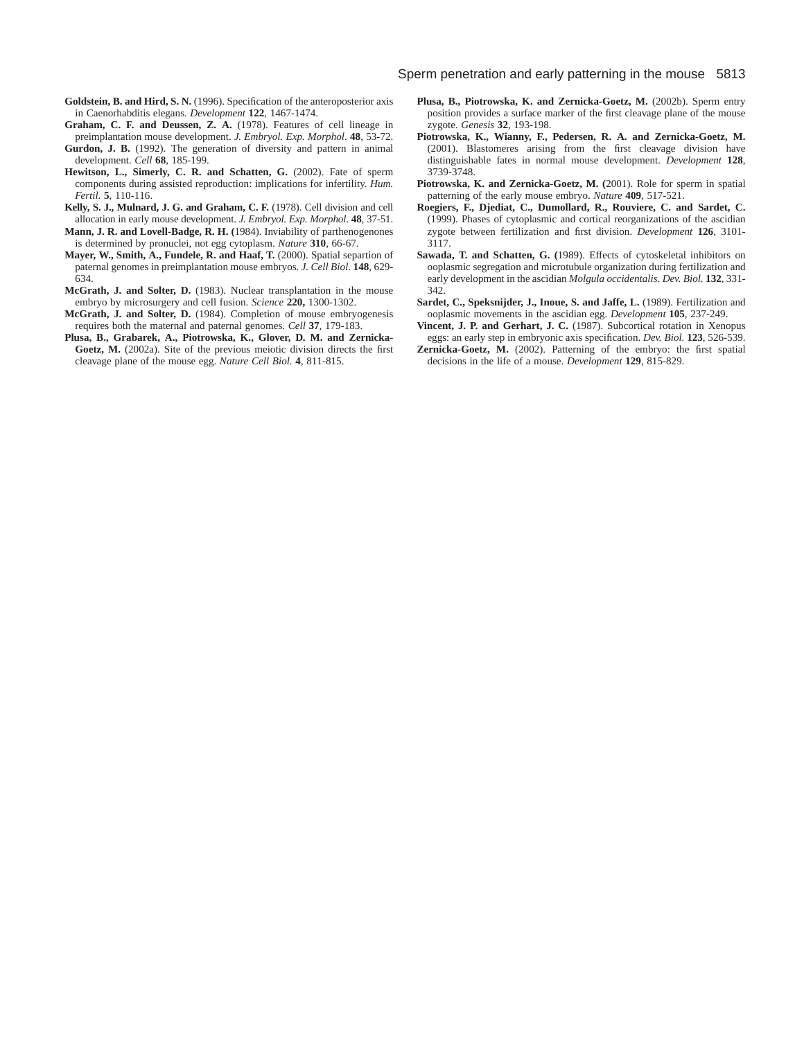**Goldstein, B. and Hird, S. N.** (1996). Specification of the anteroposterior axis in Caenorhabditis elegans. *Development* **122**, 1467-1474.

**Graham, C. F. and Deussen, Z. A.** (1978). Features of cell lineage in preimplantation mouse development. *J. Embryol. Exp. Morphol*. **48**, 53-72.

**Gurdon, J. B.** (1992). The generation of diversity and pattern in animal development. *Cell* **68**, 185-199.

**Hewitson, L., Simerly, C. R. and Schatten, G.** (2002). Fate of sperm components during assisted reproduction: implications for infertility. *Hum. Fertil.* **5**, 110-116.

**Kelly, S. J., Mulnard, J. G. and Graham, C. F.** (1978). Cell division and cell allocation in early mouse development. *J. Embryol. Exp. Morphol*. **48**, 37-51.

**Mann, J. R. and Lovell-Badge, R. H. (**1984). Inviability of parthenogenones is determined by pronuclei, not egg cytoplasm. *Nature* **310**, 66-67.

**Mayer, W., Smith, A., Fundele, R. and Haaf, T.** (2000). Spatial separtion of paternal genomes in preimplantation mouse embryos. *J. Cell Biol*. **148**, 629-634.

**McGrath, J. and Solter, D.** (1983). Nuclear transplantation in the mouse embryo by microsurgery and cell fusion. *Science* **220,** 1300-1302.

**McGrath, J. and Solter, D.** (1984). Completion of mouse embryogenesis requires both the maternal and paternal genomes. *Cell* **37**, 179-183.

**Plusa, B., Grabarek, A., Piotrowska, K., Glover, D. M. and Zernicka-Goetz, M.** (2002a). Site of the previous meiotic division directs the first cleavage plane of the mouse egg. *Nature Cell Biol.* **4**, 811-815.

**Plusa, B., Piotrowska, K. and Zernicka-Goetz, M.** (2002b). Sperm entry position provides a surface marker of the first cleavage plane of the mouse zygote. *Genesis* **32**, 193-198.

**Piotrowska, K., Wianny, F., Pedersen, R. A. and Zernicka-Goetz, M.** (2001). Blastomeres arising from the first cleavage division have distinguishable fates in normal mouse development. *Development* **128**, 3739-3748.

**Piotrowska, K. and Zernicka-Goetz, M. (**2001). Role for sperm in spatial patterning of the early mouse embryo. *Nature* **409**, 517-521.

**Roegiers, F., Djediat, C., Dumollard, R., Rouviere, C. and Sardet, C.** (1999). Phases of cytoplasmic and cortical reorganizations of the ascidian zygote between fertilization and first division. *Development* **126**, 3101-3117.

**Sawada, T. and Schatten, G. (**1989). Effects of cytoskeletal inhibitors on ooplasmic segregation and microtubule organization during fertilization and early development in the ascidian *Molgula occidentalis*. *Dev. Biol.* **132**, 331-342.

**Sardet, C., Speksnijder, J., Inoue, S. and Jaffe, L.** (1989). Fertilization and ooplasmic movements in the ascidian egg. *Development* **105**, 237-249.

**Vincent, J. P. and Gerhart, J. C.** (1987). Subcortical rotation in Xenopus eggs: an early step in embryonic axis specification. *Dev. Biol.* **123**, 526-539.

**Zernicka-Goetz, M.** (2002). Patterning of the embryo: the first spatial decisions in the life of a mouse. *Development* **129**, 815-829.